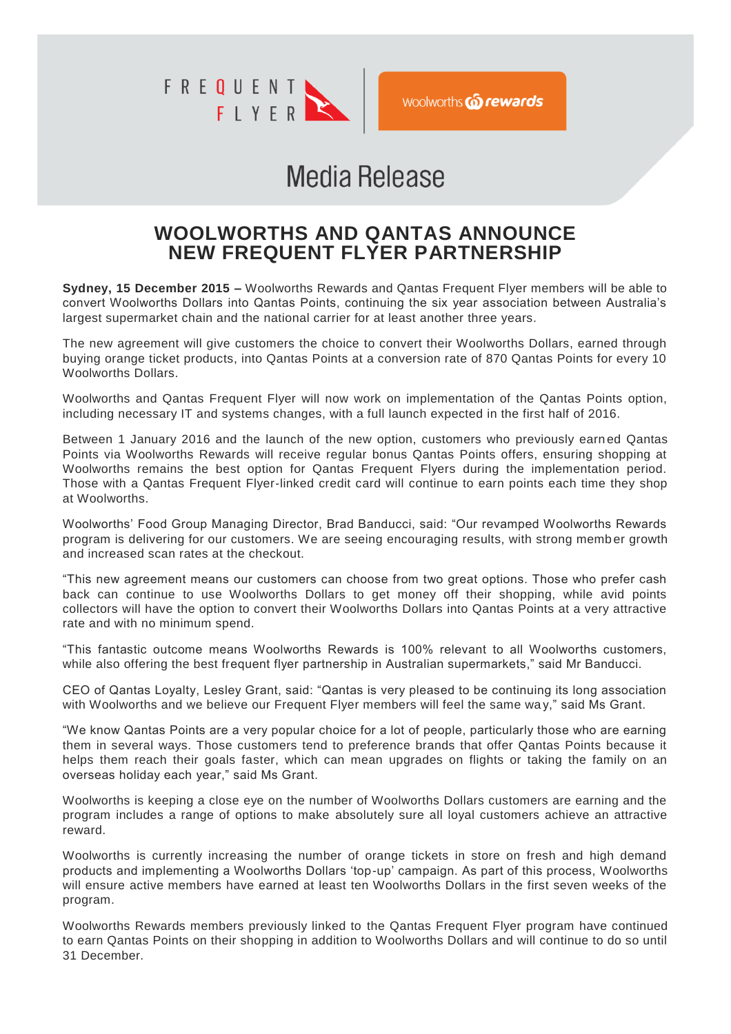FREQUENT FLYER | Woolworths rewards

Media Release

# WOOLWORTHS AND QANTAS ANNOUNCE NEW FREQUENT FLYER PARTNERSHIP

**Sydney, 15 December 2015 –** Woolworths Rewards and Qantas Frequent Flyer members will be able to convert Woolworths Dollars into Qantas Points, continuing the six year association between Australia's largest supermarket chain and the national carrier for at least another three years.

The new agreement will give customers the choice to convert their Woolworths Dollars, earned through buying orange ticket products, into Qantas Points at a conversion rate of 870 Qantas Points for every 10 Woolworths Dollars.

Woolworths and Qantas Frequent Flyer will now work on implementation of the Qantas Points option, including necessary IT and systems changes, with a full launch expected in the first half of 2016.

Between 1 January 2016 and the launch of the new option, customers who previously earned Qantas Points via Woolworths Rewards will receive regular bonus Qantas Points offers, ensuring shopping at Woolworths remains the best option for Qantas Frequent Flyers during the implementation period. Those with a Qantas Frequent Flyer-linked credit card will continue to earn points each time they shop at Woolworths.

Woolworths' Food Group Managing Director, Brad Banducci, said: "Our revamped Woolworths Rewards program is delivering for our customers. We are seeing encouraging results, with strong member growth and increased scan rates at the checkout.

"This new agreement means our customers can choose from two great options. Those who prefer cash back can continue to use Woolworths Dollars to get money off their shopping, while avid points collectors will have the option to convert their Woolworths Dollars into Qantas Points at a very attractive rate and with no minimum spend.

"This fantastic outcome means Woolworths Rewards is 100% relevant to all Woolworths customers, while also offering the best frequent flyer partnership in Australian supermarkets," said Mr Banducci.

CEO of Qantas Loyalty, Lesley Grant, said: "Qantas is very pleased to be continuing its long association with Woolworths and we believe our Frequent Flyer members will feel the same way," said Ms Grant.

"We know Qantas Points are a very popular choice for a lot of people, particularly those who are earning them in several ways. Those customers tend to preference brands that offer Qantas Points because it helps them reach their goals faster, which can mean upgrades on flights or taking the family on an overseas holiday each year," said Ms Grant.

Woolworths is keeping a close eye on the number of Woolworths Dollars customers are earning and the program includes a range of options to make absolutely sure all loyal customers achieve an attractive reward.

Woolworths is currently increasing the number of orange tickets in store on fresh and high demand products and implementing a Woolworths Dollars 'top-up' campaign. As part of this process, Woolworths will ensure active members have earned at least ten Woolworths Dollars in the first seven weeks of the program.

Woolworths Rewards members previously linked to the Qantas Frequent Flyer program have continued to earn Qantas Points on their shopping in addition to Woolworths Dollars and will continue to do so until 31 December.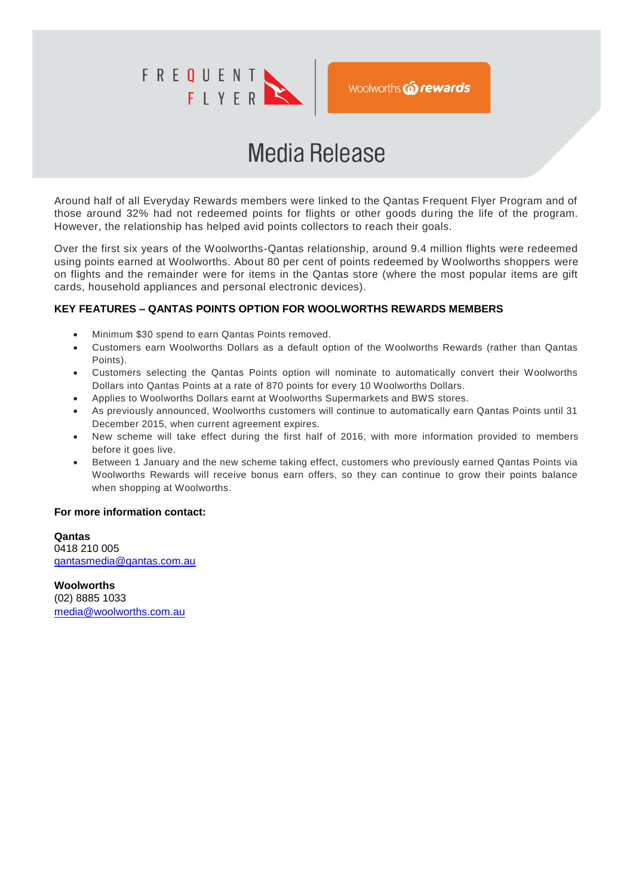# Media Release

Around half of all Everyday Rewards members were linked to the Qantas Frequent Flyer Program and of those around 32% had not redeemed points for flights or other goods during the life of the program. However, the relationship has helped avid points collectors to reach their goals.

Over the first six years of the Woolworths-Qantas relationship, around 9.4 million flights were redeemed using points earned at Woolworths. About 80 per cent of points redeemed by Woolworths shoppers were on flights and the remainder were for items in the Qantas store (where the most popular items are gift cards, household appliances and personal electronic devices).

**KEY FEATURES – QANTAS POINTS OPTION FOR WOOLWORTHS REWARDS MEMBERS**

- Minimum $30 spend to earn Qantas Points removed.
- Customers earn Woolworths Dollars as a default option of the Woolworths Rewards (rather than Qantas Points).
- Customers selecting the Qantas Points option will nominate to automatically convert their Woolworths Dollars into Qantas Points at a rate of 870 points for every 10 Woolworths Dollars.
- Applies to Woolworths Dollars earnt at Woolworths Supermarkets and BWS stores.
- As previously announced, Woolworths customers will continue to automatically earn Qantas Points until 31 December 2015, when current agreement expires.
- New scheme will take effect during the first half of 2016, with more information provided to members before it goes live.
- Between 1 January and the new scheme taking effect, customers who previously earned Qantas Points via Woolworths Rewards will receive bonus earn offers, so they can continue to grow their points balance when shopping at Woolworths.

**For more information contact:**

**Qantas**
0418 210 005
qantasmedia@qantas.com.au

**Woolworths**
(02) 8885 1033
media@woolworths.com.au